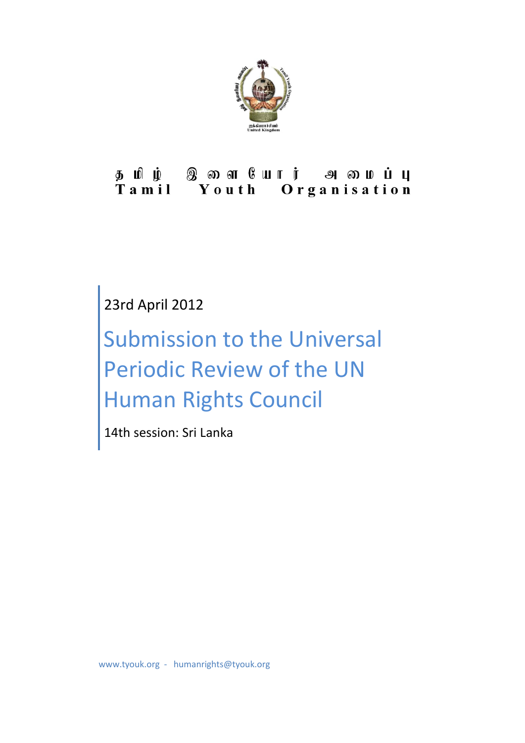தமிழ் இளையோர் அமைப்பு
**Tamil Youth Organisation**

23rd April 2012

# Submission to the Universal Periodic Review of the UN Human Rights Council

14th session: Sri Lanka

www.tyouk.org - humanrights@tyouk.org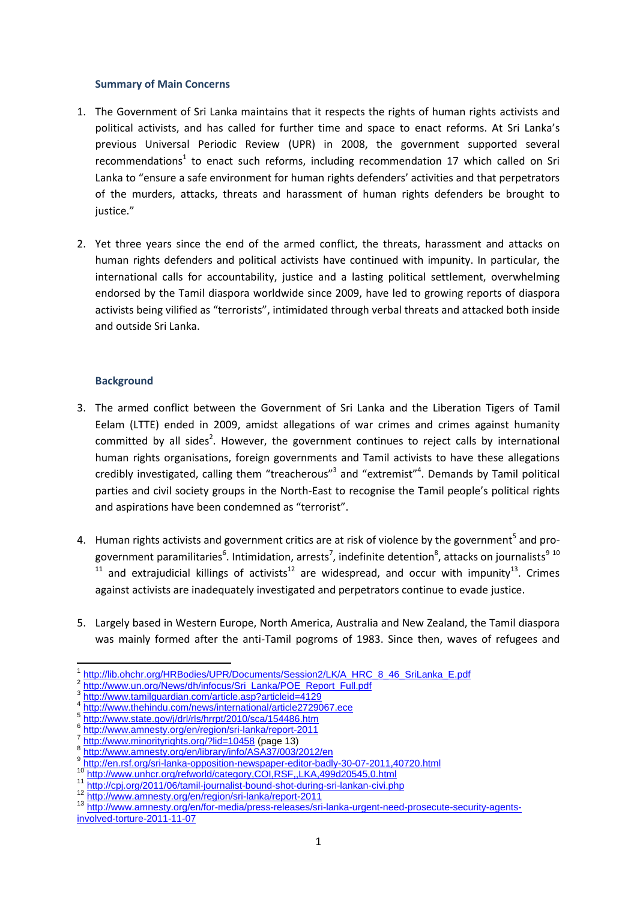### Summary of Main Concerns

1. The Government of Sri Lanka maintains that it respects the rights of human rights activists and political activists, and has called for further time and space to enact reforms. At Sri Lanka's previous Universal Periodic Review (UPR) in 2008, the government supported several recommendations[1] to enact such reforms, including recommendation 17 which called on Sri Lanka to "ensure a safe environment for human rights defenders' activities and that perpetrators of the murders, attacks, threats and harassment of human rights defenders be brought to justice."

2. Yet three years since the end of the armed conflict, the threats, harassment and attacks on human rights defenders and political activists have continued with impunity. In particular, the international calls for accountability, justice and a lasting political settlement, overwhelming endorsed by the Tamil diaspora worldwide since 2009, have led to growing reports of diaspora activists being vilified as "terrorists", intimidated through verbal threats and attacked both inside and outside Sri Lanka.

### Background

3. The armed conflict between the Government of Sri Lanka and the Liberation Tigers of Tamil Eelam (LTTE) ended in 2009, amidst allegations of war crimes and crimes against humanity committed by all sides[2]. However, the government continues to reject calls by international human rights organisations, foreign governments and Tamil activists to have these allegations credibly investigated, calling them "treacherous"[3] and "extremist"[4]. Demands by Tamil political parties and civil society groups in the North-East to recognise the Tamil people's political rights and aspirations have been condemned as "terrorist".

4. Human rights activists and government critics are at risk of violence by the government[5] and pro-government paramilitaries[6]. Intimidation, arrests[7], indefinite detention[8], attacks on journalists[9] [10] [11] and extrajudicial killings of activists[12] are widespread, and occur with impunity[13]. Crimes against activists are inadequately investigated and perpetrators continue to evade justice.

5. Largely based in Western Europe, North America, Australia and New Zealand, the Tamil diaspora was mainly formed after the anti-Tamil pogroms of 1983. Since then, waves of refugees and

---

[1] http://lib.ohchr.org/HRBodies/UPR/Documents/Session2/LK/A_HRC_8_46_SriLanka_E.pdf
[2] http://www.un.org/News/dh/infocus/Sri_Lanka/POE_Report_Full.pdf
[3] http://www.tamilguardian.com/article.asp?articleid=4129
[4] http://www.thehindu.com/news/international/article2729067.ece
[5] http://www.state.gov/j/drl/rls/hrrpt/2010/sca/154486.htm
[6] http://www.amnesty.org/en/region/sri-lanka/report-2011
[7] http://www.minorityrights.org/?lid=10458 (page 13)
[8] http://www.amnesty.org/en/library/info/ASA37/003/2012/en
[9] http://en.rsf.org/sri-lanka-opposition-newspaper-editor-badly-30-07-2011,40720.html
[10] http://www.unhcr.org/refworld/category,COI,RSF,,LKA,499d20545,0.html
[11] http://cpj.org/2011/06/tamil-journalist-bound-shot-during-sri-lankan-civi.php
[12] http://www.amnesty.org/en/region/sri-lanka/report-2011
[13] http://www.amnesty.org/en/for-media/press-releases/sri-lanka-urgent-need-prosecute-security-agents-involved-torture-2011-11-07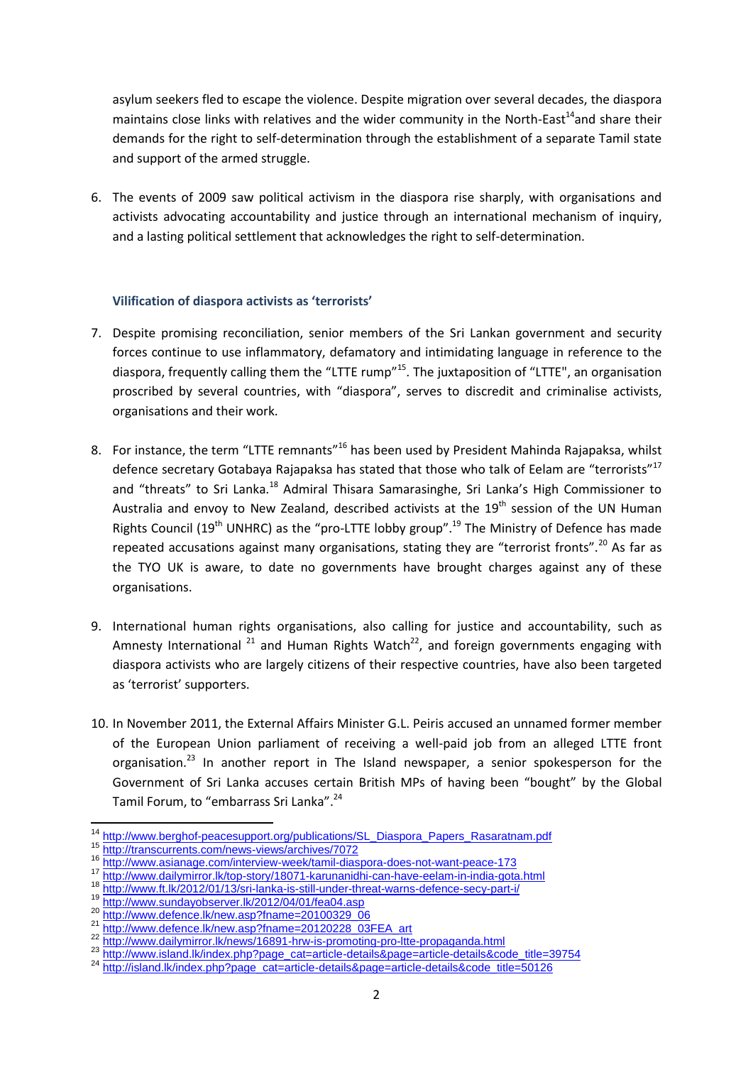asylum seekers fled to escape the violence. Despite migration over several decades, the diaspora maintains close links with relatives and the wider community in the North-East[14] and share their demands for the right to self-determination through the establishment of a separate Tamil state and support of the armed struggle.

6. The events of 2009 saw political activism in the diaspora rise sharply, with organisations and activists advocating accountability and justice through an international mechanism of inquiry, and a lasting political settlement that acknowledges the right to self-determination.

### Vilification of diaspora activists as 'terrorists'

7. Despite promising reconciliation, senior members of the Sri Lankan government and security forces continue to use inflammatory, defamatory and intimidating language in reference to the diaspora, frequently calling them the "LTTE rump"[15]. The juxtaposition of "LTTE", an organisation proscribed by several countries, with "diaspora", serves to discredit and criminalise activists, organisations and their work.

8. For instance, the term "LTTE remnants"[16] has been used by President Mahinda Rajapaksa, whilst defence secretary Gotabaya Rajapaksa has stated that those who talk of Eelam are "terrorists"[17] and "threats" to Sri Lanka.[18] Admiral Thisara Samarasinghe, Sri Lanka's High Commissioner to Australia and envoy to New Zealand, described activists at the 19th session of the UN Human Rights Council (19th UNHRC) as the "pro-LTTE lobby group".[19] The Ministry of Defence has made repeated accusations against many organisations, stating they are "terrorist fronts".[20] As far as the TYO UK is aware, to date no governments have brought charges against any of these organisations.

9. International human rights organisations, also calling for justice and accountability, such as Amnesty International [21] and Human Rights Watch[22], and foreign governments engaging with diaspora activists who are largely citizens of their respective countries, have also been targeted as 'terrorist' supporters.

10. In November 2011, the External Affairs Minister G.L. Peiris accused an unnamed former member of the European Union parliament of receiving a well-paid job from an alleged LTTE front organisation.[23] In another report in The Island newspaper, a senior spokesperson for the Government of Sri Lanka accuses certain British MPs of having been "bought" by the Global Tamil Forum, to "embarrass Sri Lanka".[24]

---

[14] http://www.berghof-peacesupport.org/publications/SL_Diaspora_Papers_Rasaratnam.pdf
[15] http://transcurrents.com/news-views/archives/7072
[16] http://www.asianage.com/interview-week/tamil-diaspora-does-not-want-peace-173
[17] http://www.dailymirror.lk/top-story/18071-karunanidhi-can-have-eelam-in-india-gota.html
[18] http://www.ft.lk/2012/01/13/sri-lanka-is-still-under-threat-warns-defence-secy-part-i/
[19] http://www.sundayobserver.lk/2012/04/01/fea04.asp
[20] http://www.defence.lk/new.asp?fname=20100329_06
[21] http://www.defence.lk/new.asp?fname=20120228_03FEA_art
[22] http://www.dailymirror.lk/news/16891-hrw-is-promoting-pro-ltte-propaganda.html
[23] http://www.island.lk/index.php?page_cat=article-details&page=article-details&code_title=39754
[24] http://island.lk/index.php?page_cat=article-details&page=article-details&code_title=50126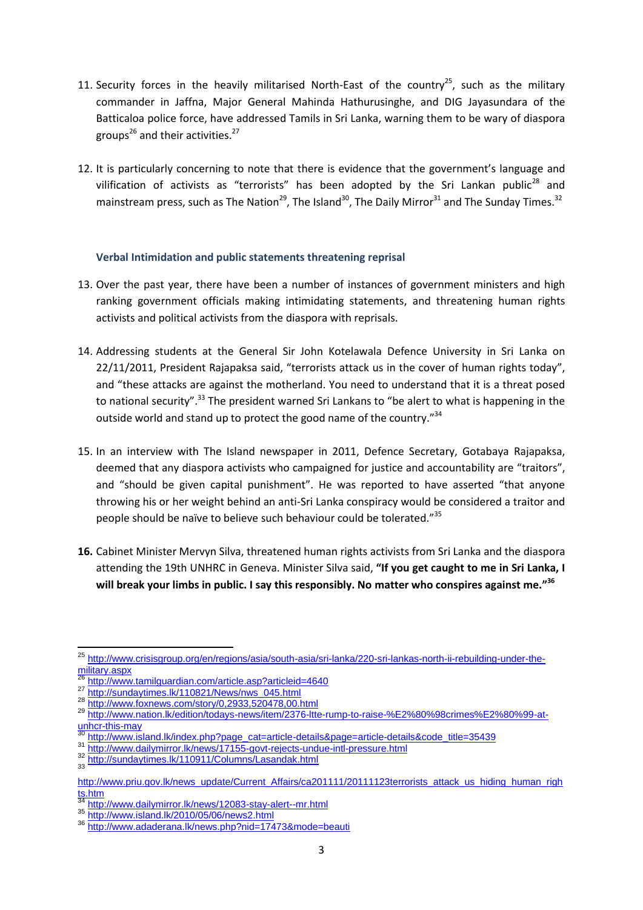11. Security forces in the heavily militarised North-East of the country[25], such as the military commander in Jaffna, Major General Mahinda Hathurusinghe, and DIG Jayasundara of the Batticaloa police force, have addressed Tamils in Sri Lanka, warning them to be wary of diaspora groups[26] and their activities.[27]

12. It is particularly concerning to note that there is evidence that the government's language and vilification of activists as "terrorists" has been adopted by the Sri Lankan public[28] and mainstream press, such as The Nation[29], The Island[30], The Daily Mirror[31] and The Sunday Times.[32]

### Verbal Intimidation and public statements threatening reprisal

13. Over the past year, there have been a number of instances of government ministers and high ranking government officials making intimidating statements, and threatening human rights activists and political activists from the diaspora with reprisals.

14. Addressing students at the General Sir John Kotelawala Defence University in Sri Lanka on 22/11/2011, President Rajapaksa said, "terrorists attack us in the cover of human rights today", and "these attacks are against the motherland. You need to understand that it is a threat posed to national security".[33] The president warned Sri Lankans to "be alert to what is happening in the outside world and stand up to protect the good name of the country."[34]

15. In an interview with The Island newspaper in 2011, Defence Secretary, Gotabaya Rajapaksa, deemed that any diaspora activists who campaigned for justice and accountability are "traitors", and "should be given capital punishment". He was reported to have asserted "that anyone throwing his or her weight behind an anti-Sri Lanka conspiracy would be considered a traitor and people should be naïve to believe such behaviour could be tolerated."[35]

**16.** Cabinet Minister Mervyn Silva, threatened human rights activists from Sri Lanka and the diaspora attending the 19th UNHRC in Geneva. Minister Silva said, **"If you get caught to me in Sri Lanka, I will break your limbs in public. I say this responsibly. No matter who conspires against me."[36]**

---

[25] http://www.crisisgroup.org/en/regions/asia/south-asia/sri-lanka/220-sri-lankas-north-ii-rebuilding-under-the-military.aspx

[26] http://www.tamilguardian.com/article.asp?articleid=4640

[27] http://sundaytimes.lk/110821/News/nws_045.html

[28] http://www.foxnews.com/story/0,2933,520478,00.html

[29] http://www.nation.lk/edition/todays-news/item/2376-ltte-rump-to-raise-%E2%80%98crimes%E2%80%99-at-unhcr-this-may

[30] http://www.island.lk/index.php?page_cat=article-details&page=article-details&code_title=35439

[31] http://www.dailymirror.lk/news/17155-govt-rejects-undue-intl-pressure.html

[32] http://sundaytimes.lk/110911/Columns/Lasandak.html

[33] http://www.priu.gov.lk/news_update/Current_Affairs/ca201111/20111123terrorists_attack_us_hiding_human_rights.htm

[34] http://www.dailymirror.lk/news/12083-stay-alert--mr.html

[35] http://www.island.lk/2010/05/06/news2.html

[36] http://www.adaderana.lk/news.php?nid=17473&mode=beauti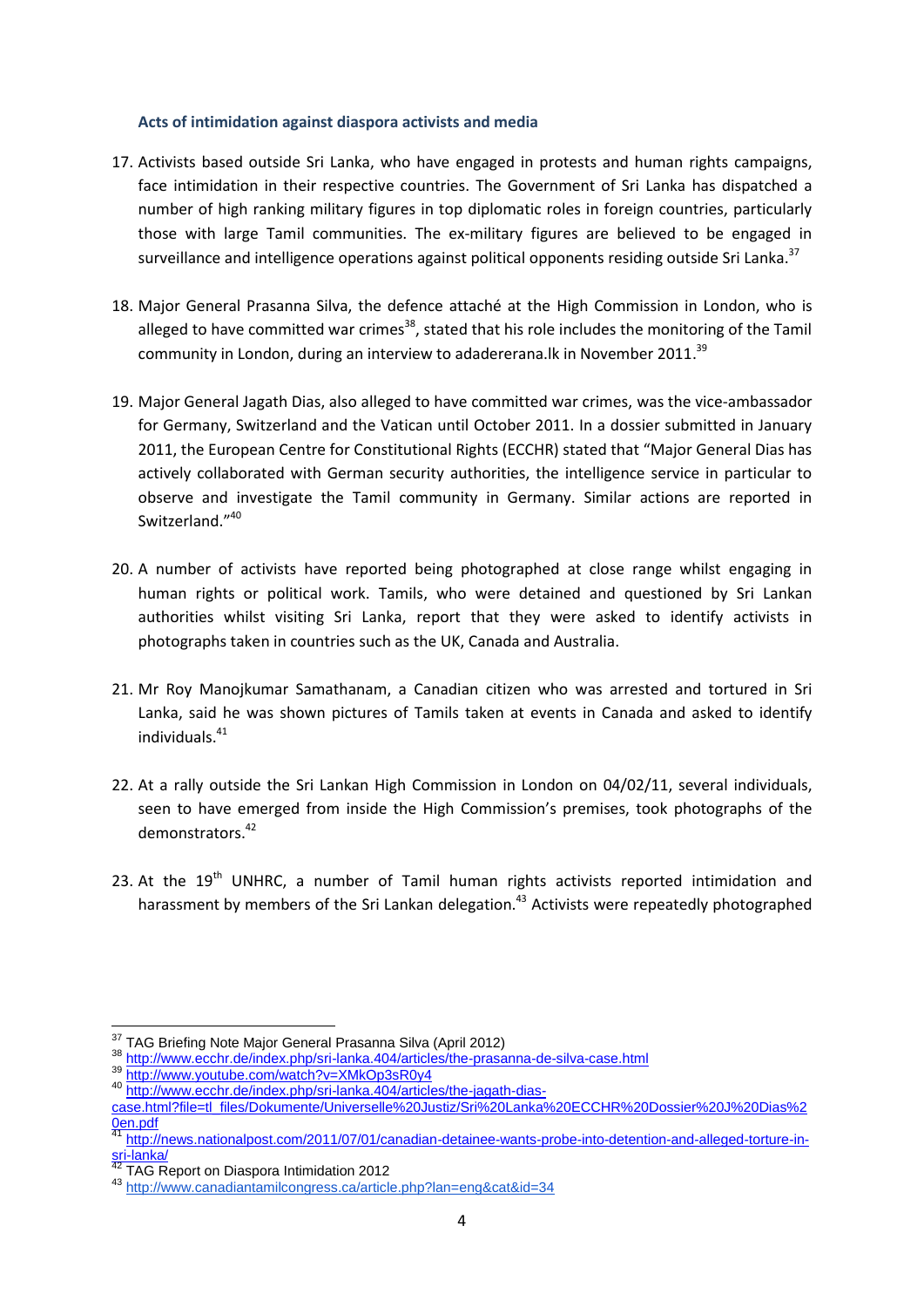### Acts of intimidation against diaspora activists and media

17. Activists based outside Sri Lanka, who have engaged in protests and human rights campaigns, face intimidation in their respective countries. The Government of Sri Lanka has dispatched a number of high ranking military figures in top diplomatic roles in foreign countries, particularly those with large Tamil communities. The ex-military figures are believed to be engaged in surveillance and intelligence operations against political opponents residing outside Sri Lanka.[37]

18. Major General Prasanna Silva, the defence attaché at the High Commission in London, who is alleged to have committed war crimes[38], stated that his role includes the monitoring of the Tamil community in London, during an interview to adaderana.lk in November 2011.[39]

19. Major General Jagath Dias, also alleged to have committed war crimes, was the vice-ambassador for Germany, Switzerland and the Vatican until October 2011. In a dossier submitted in January 2011, the European Centre for Constitutional Rights (ECCHR) stated that "Major General Dias has actively collaborated with German security authorities, the intelligence service in particular to observe and investigate the Tamil community in Germany. Similar actions are reported in Switzerland."[40]

20. A number of activists have reported being photographed at close range whilst engaging in human rights or political work. Tamils, who were detained and questioned by Sri Lankan authorities whilst visiting Sri Lanka, report that they were asked to identify activists in photographs taken in countries such as the UK, Canada and Australia.

21. Mr Roy Manojkumar Samathanam, a Canadian citizen who was arrested and tortured in Sri Lanka, said he was shown pictures of Tamils taken at events in Canada and asked to identify individuals.[41]

22. At a rally outside the Sri Lankan High Commission in London on 04/02/11, several individuals, seen to have emerged from inside the High Commission's premises, took photographs of the demonstrators.[42]

23. At the 19th UNHRC, a number of Tamil human rights activists reported intimidation and harassment by members of the Sri Lankan delegation.[43] Activists were repeatedly photographed

---

[37] TAG Briefing Note Major General Prasanna Silva (April 2012)

[38] http://www.ecchr.de/index.php/sri-lanka.404/articles/the-prasanna-de-silva-case.html

[39] http://www.youtube.com/watch?v=XMkOp3sR0y4

[40] http://www.ecchr.de/index.php/sri-lanka.404/articles/the-jagath-dias-case.html?file=tl_files/Dokumente/Universelle%20Justiz/Sri%20Lanka%20ECCHR%20Dossier%20J%20Dias%20en.pdf

[41] http://news.nationalpost.com/2011/07/01/canadian-detainee-wants-probe-into-detention-and-alleged-torture-in-sri-lanka/

[42] TAG Report on Diaspora Intimidation 2012

[43] http://www.canadiantamilcongress.ca/article.php?lan=eng&cat&id=34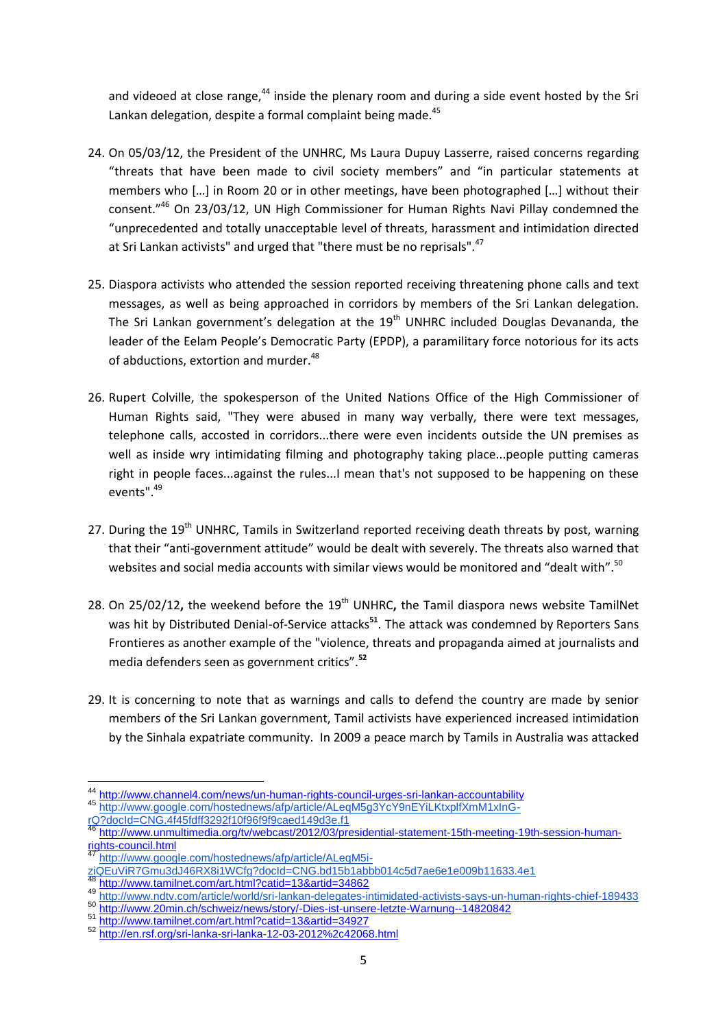and videoed at close range,[44] inside the plenary room and during a side event hosted by the Sri Lankan delegation, despite a formal complaint being made.[45]

24. On 05/03/12, the President of the UNHRC, Ms Laura Dupuy Lasserre, raised concerns regarding "threats that have been made to civil society members" and "in particular statements at members who […] in Room 20 or in other meetings, have been photographed […] without their consent."[46] On 23/03/12, UN High Commissioner for Human Rights Navi Pillay condemned the "unprecedented and totally unacceptable level of threats, harassment and intimidation directed at Sri Lankan activists" and urged that "there must be no reprisals".[47]

25. Diaspora activists who attended the session reported receiving threatening phone calls and text messages, as well as being approached in corridors by members of the Sri Lankan delegation. The Sri Lankan government's delegation at the 19th UNHRC included Douglas Devananda, the leader of the Eelam People's Democratic Party (EPDP), a paramilitary force notorious for its acts of abductions, extortion and murder.[48]

26. Rupert Colville, the spokesperson of the United Nations Office of the High Commissioner of Human Rights said, "They were abused in many way verbally, there were text messages, telephone calls, accosted in corridors...there were even incidents outside the UN premises as well as inside wry intimidating filming and photography taking place...people putting cameras right in people faces...against the rules...I mean that's not supposed to be happening on these events".[49]

27. During the 19th UNHRC, Tamils in Switzerland reported receiving death threats by post, warning that their "anti-government attitude" would be dealt with severely. The threats also warned that websites and social media accounts with similar views would be monitored and "dealt with".[50]

28. On 25/02/12**,** the weekend before the 19th UNHRC**,** the Tamil diaspora news website TamilNet was hit by Distributed Denial-of-Service attacks**[51]**. The attack was condemned by Reporters Sans Frontieres as another example of the "violence, threats and propaganda aimed at journalists and media defenders seen as government critics".**[52]**

29. It is concerning to note that as warnings and calls to defend the country are made by senior members of the Sri Lankan government, Tamil activists have experienced increased intimidation by the Sinhala expatriate community. In 2009 a peace march by Tamils in Australia was attacked

---

[44] http://www.channel4.com/news/un-human-rights-council-urges-sri-lankan-accountability

[45] http://www.google.com/hostednews/afp/article/ALeqM5g3YcY9nEYiLKtxplfXmM1xlnG-rQ?docId=CNG.4f45fdff3292f10f96f9f9caed149d3e.f1

[46] http://www.unmultimedia.org/tv/webcast/2012/03/presidential-statement-15th-meeting-19th-session-human-rights-council.html

[47] http://www.google.com/hostednews/afp/article/ALeqM5i-ziQEuViR7Gmu3dJ46RX8i1WCfg?docId=CNG.bd15b1abbb014c5d7ae6e1e009b11633.4e1

[48] http://www.tamilnet.com/art.html?catid=13&artid=34862

[49] http://www.ndtv.com/article/world/sri-lankan-delegates-intimidated-activists-says-un-human-rights-chief-189433

[50] http://www.20min.ch/schweiz/news/story/-Dies-ist-unsere-letzte-Warnung--14820842

[51] http://www.tamilnet.com/art.html?catid=13&artid=34927

[52] http://en.rsf.org/sri-lanka-sri-lanka-12-03-2012%2c42068.html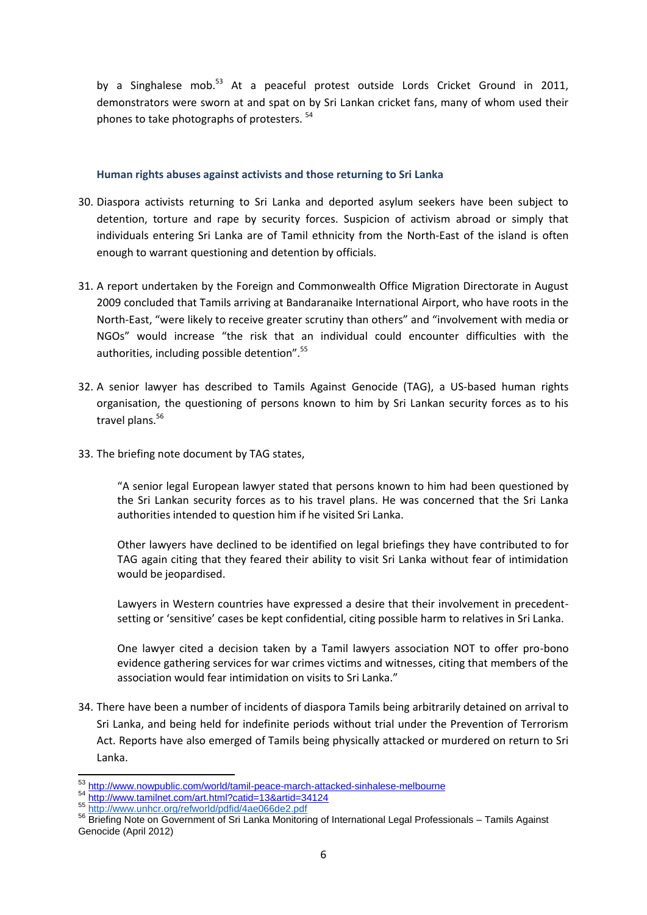by a Singhalese mob.[53] At a peaceful protest outside Lords Cricket Ground in 2011, demonstrators were sworn at and spat on by Sri Lankan cricket fans, many of whom used their phones to take photographs of protesters. [54]

#### Human rights abuses against activists and those returning to Sri Lanka

30. Diaspora activists returning to Sri Lanka and deported asylum seekers have been subject to detention, torture and rape by security forces. Suspicion of activism abroad or simply that individuals entering Sri Lanka are of Tamil ethnicity from the North-East of the island is often enough to warrant questioning and detention by officials.

31. A report undertaken by the Foreign and Commonwealth Office Migration Directorate in August 2009 concluded that Tamils arriving at Bandaranaike International Airport, who have roots in the North-East, "were likely to receive greater scrutiny than others" and "involvement with media or NGOs" would increase "the risk that an individual could encounter difficulties with the authorities, including possible detention".[55]

32. A senior lawyer has described to Tamils Against Genocide (TAG), a US-based human rights organisation, the questioning of persons known to him by Sri Lankan security forces as to his travel plans.[56]

33. The briefing note document by TAG states,

    > "A senior legal European lawyer stated that persons known to him had been questioned by the Sri Lankan security forces as to his travel plans. He was concerned that the Sri Lanka authorities intended to question him if he visited Sri Lanka.
    >
    > Other lawyers have declined to be identified on legal briefings they have contributed to for TAG again citing that they feared their ability to visit Sri Lanka without fear of intimidation would be jeopardised.
    >
    > Lawyers in Western countries have expressed a desire that their involvement in precedent-setting or 'sensitive' cases be kept confidential, citing possible harm to relatives in Sri Lanka.
    >
    > One lawyer cited a decision taken by a Tamil lawyers association NOT to offer pro-bono evidence gathering services for war crimes victims and witnesses, citing that members of the association would fear intimidation on visits to Sri Lanka."

34. There have been a number of incidents of diaspora Tamils being arbitrarily detained on arrival to Sri Lanka, and being held for indefinite periods without trial under the Prevention of Terrorism Act. Reports have also emerged of Tamils being physically attacked or murdered on return to Sri Lanka.

---

[53] http://www.nowpublic.com/world/tamil-peace-march-attacked-sinhalese-melbourne

[54] http://www.tamilnet.com/art.html?catid=13&artid=34124

[55] http://www.unhcr.org/refworld/pdfid/4ae066de2.pdf

[56] Briefing Note on Government of Sri Lanka Monitoring of International Legal Professionals – Tamils Against Genocide (April 2012)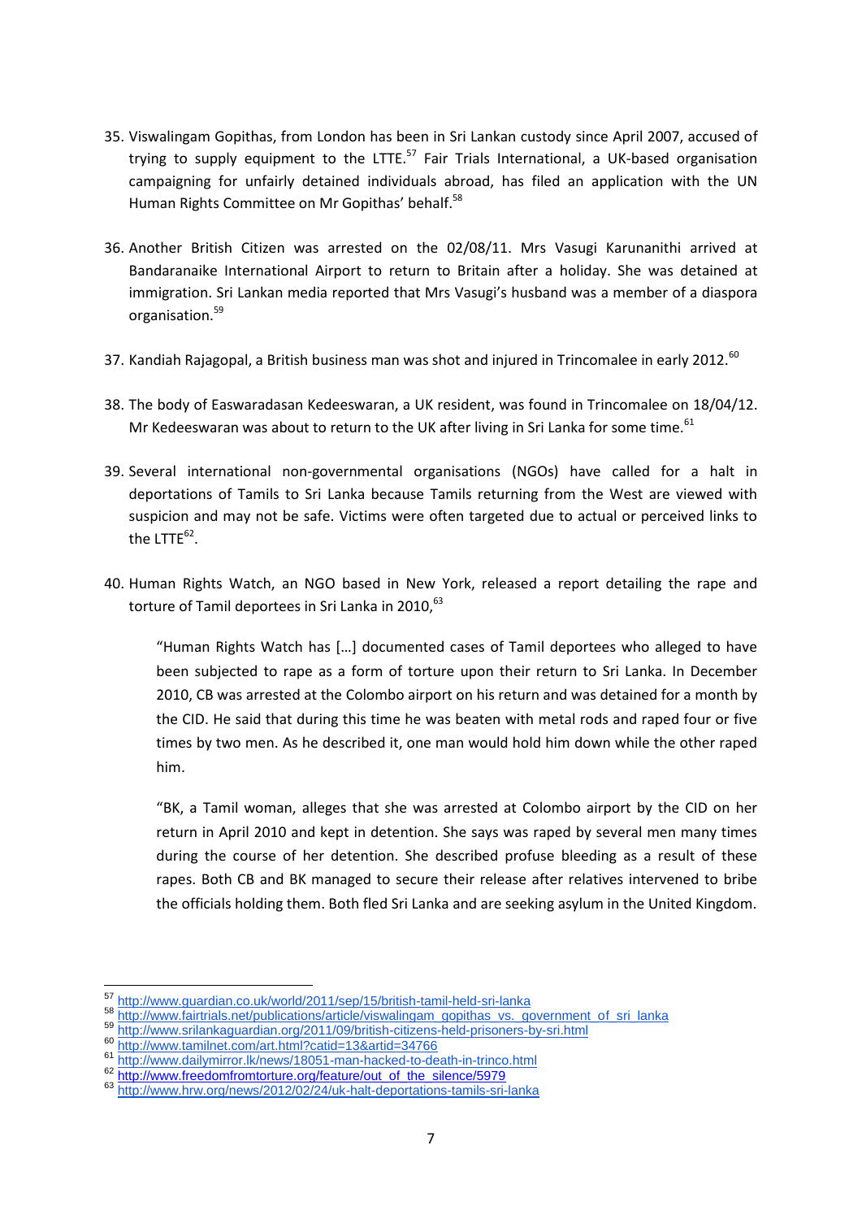35. Viswalingam Gopithas, from London has been in Sri Lankan custody since April 2007, accused of trying to supply equipment to the LTTE.[57] Fair Trials International, a UK-based organisation campaigning for unfairly detained individuals abroad, has filed an application with the UN Human Rights Committee on Mr Gopithas' behalf.[58]

36. Another British Citizen was arrested on the 02/08/11. Mrs Vasugi Karunanithi arrived at Bandaranaike International Airport to return to Britain after a holiday. She was detained at immigration. Sri Lankan media reported that Mrs Vasugi's husband was a member of a diaspora organisation.[59]

37. Kandiah Rajagopal, a British business man was shot and injured in Trincomalee in early 2012.[60]

38. The body of Easwaradasan Kedeeswaran, a UK resident, was found in Trincomalee on 18/04/12. Mr Kedeeswaran was about to return to the UK after living in Sri Lanka for some time.[61]

39. Several international non-governmental organisations (NGOs) have called for a halt in deportations of Tamils to Sri Lanka because Tamils returning from the West are viewed with suspicion and may not be safe. Victims were often targeted due to actual or perceived links to the LTTE[62].

40. Human Rights Watch, an NGO based in New York, released a report detailing the rape and torture of Tamil deportees in Sri Lanka in 2010,[63]

> "Human Rights Watch has […] documented cases of Tamil deportees who alleged to have been subjected to rape as a form of torture upon their return to Sri Lanka. In December 2010, CB was arrested at the Colombo airport on his return and was detained for a month by the CID. He said that during this time he was beaten with metal rods and raped four or five times by two men. As he described it, one man would hold him down while the other raped him.
>
> "BK, a Tamil woman, alleges that she was arrested at Colombo airport by the CID on her return in April 2010 and kept in detention. She says was raped by several men many times during the course of her detention. She described profuse bleeding as a result of these rapes. Both CB and BK managed to secure their release after relatives intervened to bribe the officials holding them. Both fled Sri Lanka and are seeking asylum in the United Kingdom.

---

[57] http://www.guardian.co.uk/world/2011/sep/15/british-tamil-held-sri-lanka
[58] http://www.fairtrials.net/publications/article/viswalingam_gopithas_vs._government_of_sri_lanka
[59] http://www.srilankaguardian.org/2011/09/british-citizens-held-prisoners-by-sri.html
[60] http://www.tamilnet.com/art.html?catid=13&artid=34766
[61] http://www.dailymirror.lk/news/18051-man-hacked-to-death-in-trinco.html
[62] http://www.freedomfromtorture.org/feature/out_of_the_silence/5979
[63] http://www.hrw.org/news/2012/02/24/uk-halt-deportations-tamils-sri-lanka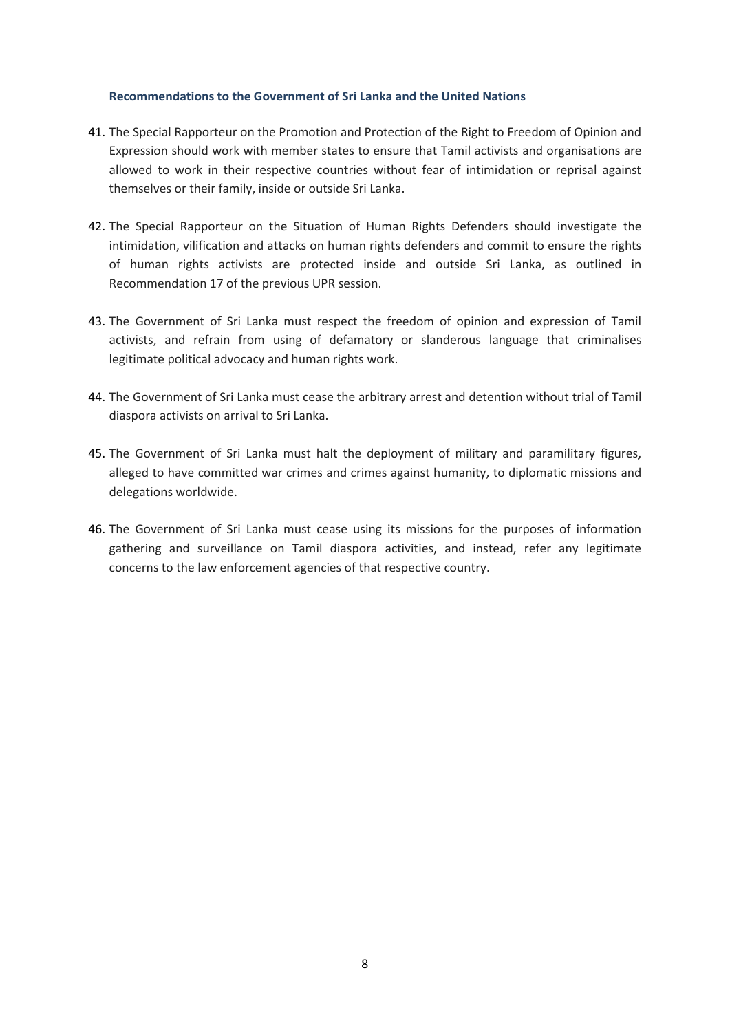### Recommendations to the Government of Sri Lanka and the United Nations

41. The Special Rapporteur on the Promotion and Protection of the Right to Freedom of Opinion and Expression should work with member states to ensure that Tamil activists and organisations are allowed to work in their respective countries without fear of intimidation or reprisal against themselves or their family, inside or outside Sri Lanka.

42. The Special Rapporteur on the Situation of Human Rights Defenders should investigate the intimidation, vilification and attacks on human rights defenders and commit to ensure the rights of human rights activists are protected inside and outside Sri Lanka, as outlined in Recommendation 17 of the previous UPR session.

43. The Government of Sri Lanka must respect the freedom of opinion and expression of Tamil activists, and refrain from using of defamatory or slanderous language that criminalises legitimate political advocacy and human rights work.

44. The Government of Sri Lanka must cease the arbitrary arrest and detention without trial of Tamil diaspora activists on arrival to Sri Lanka.

45. The Government of Sri Lanka must halt the deployment of military and paramilitary figures, alleged to have committed war crimes and crimes against humanity, to diplomatic missions and delegations worldwide.

46. The Government of Sri Lanka must cease using its missions for the purposes of information gathering and surveillance on Tamil diaspora activities, and instead, refer any legitimate concerns to the law enforcement agencies of that respective country.